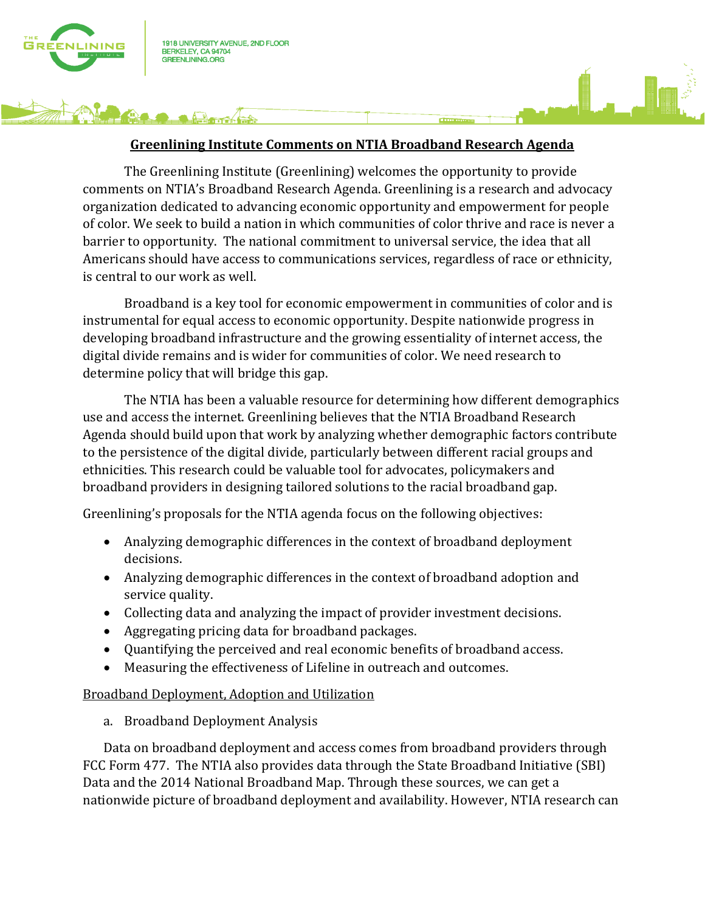1918 UNIVERSITY AVENUE, 2ND FLOOR
BERKELEY, CA 94704
GREENLINING.ORG

# Greenlining Institute Comments on NTIA Broadband Research Agenda

The Greenlining Institute (Greenlining) welcomes the opportunity to provide comments on NTIA's Broadband Research Agenda. Greenlining is a research and advocacy organization dedicated to advancing economic opportunity and empowerment for people of color. We seek to build a nation in which communities of color thrive and race is never a barrier to opportunity. The national commitment to universal service, the idea that all Americans should have access to communications services, regardless of race or ethnicity, is central to our work as well.

Broadband is a key tool for economic empowerment in communities of color and is instrumental for equal access to economic opportunity. Despite nationwide progress in developing broadband infrastructure and the growing essentiality of internet access, the digital divide remains and is wider for communities of color. We need research to determine policy that will bridge this gap.

The NTIA has been a valuable resource for determining how different demographics use and access the internet. Greenlining believes that the NTIA Broadband Research Agenda should build upon that work by analyzing whether demographic factors contribute to the persistence of the digital divide, particularly between different racial groups and ethnicities. This research could be valuable tool for advocates, policymakers and broadband providers in designing tailored solutions to the racial broadband gap.

Greenlining's proposals for the NTIA agenda focus on the following objectives:

- Analyzing demographic differences in the context of broadband deployment decisions.
- Analyzing demographic differences in the context of broadband adoption and service quality.
- Collecting data and analyzing the impact of provider investment decisions.
- Aggregating pricing data for broadband packages.
- Quantifying the perceived and real economic benefits of broadband access.
- Measuring the effectiveness of Lifeline in outreach and outcomes.

## Broadband Deployment, Adoption and Utilization

a. Broadband Deployment Analysis

Data on broadband deployment and access comes from broadband providers through FCC Form 477. The NTIA also provides data through the State Broadband Initiative (SBI) Data and the 2014 National Broadband Map. Through these sources, we can get a nationwide picture of broadband deployment and availability. However, NTIA research can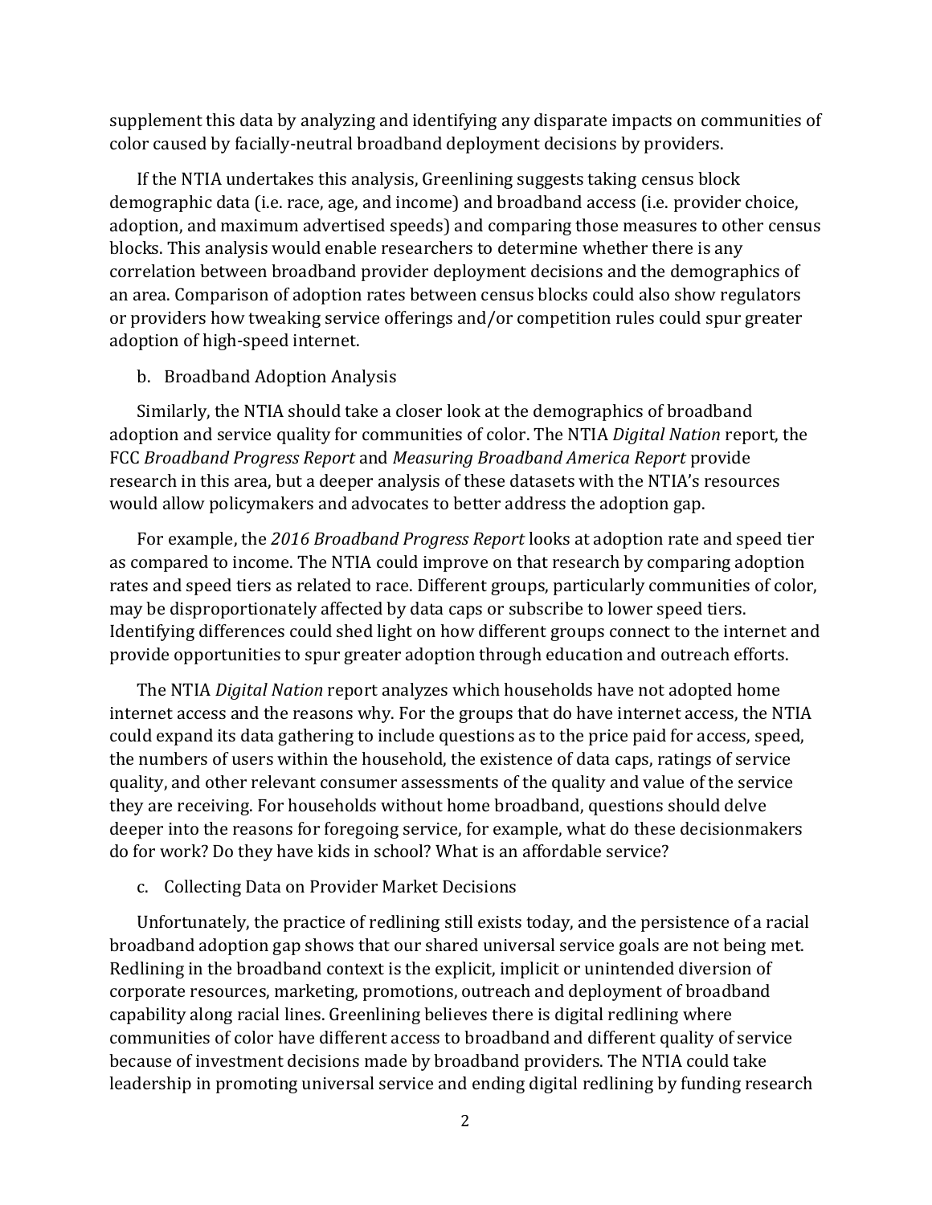supplement this data by analyzing and identifying any disparate impacts on communities of color caused by facially-neutral broadband deployment decisions by providers.

If the NTIA undertakes this analysis, Greenlining suggests taking census block demographic data (i.e. race, age, and income) and broadband access (i.e. provider choice, adoption, and maximum advertised speeds) and comparing those measures to other census blocks. This analysis would enable researchers to determine whether there is any correlation between broadband provider deployment decisions and the demographics of an area. Comparison of adoption rates between census blocks could also show regulators or providers how tweaking service offerings and/or competition rules could spur greater adoption of high-speed internet.

b. Broadband Adoption Analysis

Similarly, the NTIA should take a closer look at the demographics of broadband adoption and service quality for communities of color. The NTIA *Digital Nation* report, the FCC *Broadband Progress Report* and *Measuring Broadband America Report* provide research in this area, but a deeper analysis of these datasets with the NTIA's resources would allow policymakers and advocates to better address the adoption gap.

For example, the *2016 Broadband Progress Report* looks at adoption rate and speed tier as compared to income. The NTIA could improve on that research by comparing adoption rates and speed tiers as related to race. Different groups, particularly communities of color, may be disproportionately affected by data caps or subscribe to lower speed tiers. Identifying differences could shed light on how different groups connect to the internet and provide opportunities to spur greater adoption through education and outreach efforts.

The NTIA *Digital Nation* report analyzes which households have not adopted home internet access and the reasons why. For the groups that do have internet access, the NTIA could expand its data gathering to include questions as to the price paid for access, speed, the numbers of users within the household, the existence of data caps, ratings of service quality, and other relevant consumer assessments of the quality and value of the service they are receiving. For households without home broadband, questions should delve deeper into the reasons for foregoing service, for example, what do these decisionmakers do for work? Do they have kids in school? What is an affordable service?

c. Collecting Data on Provider Market Decisions

Unfortunately, the practice of redlining still exists today, and the persistence of a racial broadband adoption gap shows that our shared universal service goals are not being met. Redlining in the broadband context is the explicit, implicit or unintended diversion of corporate resources, marketing, promotions, outreach and deployment of broadband capability along racial lines. Greenlining believes there is digital redlining where communities of color have different access to broadband and different quality of service because of investment decisions made by broadband providers. The NTIA could take leadership in promoting universal service and ending digital redlining by funding research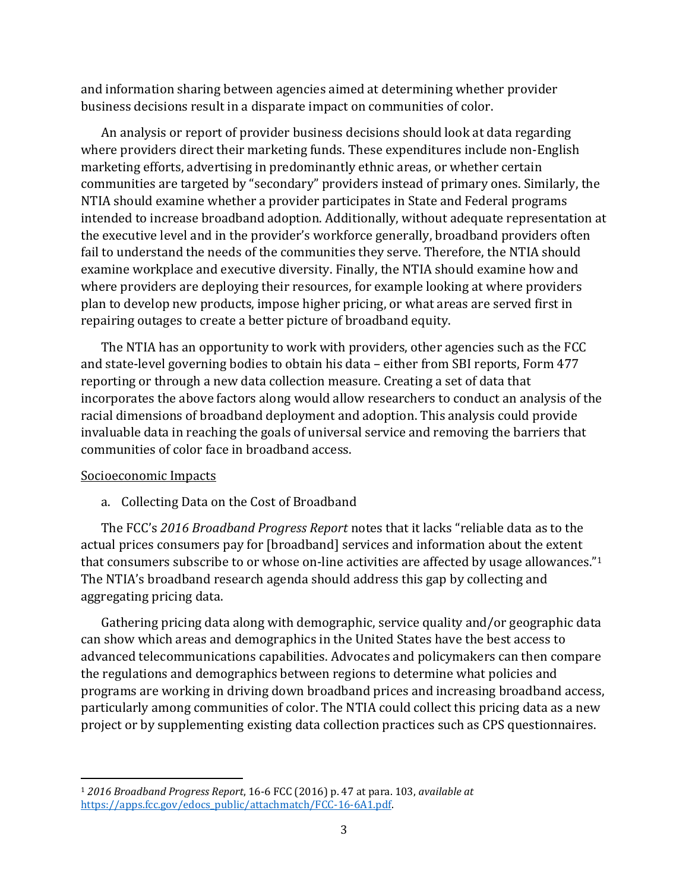and information sharing between agencies aimed at determining whether provider business decisions result in a disparate impact on communities of color.

An analysis or report of provider business decisions should look at data regarding where providers direct their marketing funds. These expenditures include non-English marketing efforts, advertising in predominantly ethnic areas, or whether certain communities are targeted by "secondary" providers instead of primary ones. Similarly, the NTIA should examine whether a provider participates in State and Federal programs intended to increase broadband adoption. Additionally, without adequate representation at the executive level and in the provider's workforce generally, broadband providers often fail to understand the needs of the communities they serve. Therefore, the NTIA should examine workplace and executive diversity. Finally, the NTIA should examine how and where providers are deploying their resources, for example looking at where providers plan to develop new products, impose higher pricing, or what areas are served first in repairing outages to create a better picture of broadband equity.

The NTIA has an opportunity to work with providers, other agencies such as the FCC and state-level governing bodies to obtain his data – either from SBI reports, Form 477 reporting or through a new data collection measure. Creating a set of data that incorporates the above factors along would allow researchers to conduct an analysis of the racial dimensions of broadband deployment and adoption. This analysis could provide invaluable data in reaching the goals of universal service and removing the barriers that communities of color face in broadband access.

<u>Socioeconomic Impacts</u>

a. Collecting Data on the Cost of Broadband

The FCC's *2016 Broadband Progress Report* notes that it lacks "reliable data as to the actual prices consumers pay for [broadband] services and information about the extent that consumers subscribe to or whose on-line activities are affected by usage allowances."[1] The NTIA's broadband research agenda should address this gap by collecting and aggregating pricing data.

Gathering pricing data along with demographic, service quality and/or geographic data can show which areas and demographics in the United States have the best access to advanced telecommunications capabilities. Advocates and policymakers can then compare the regulations and demographics between regions to determine what policies and programs are working in driving down broadband prices and increasing broadband access, particularly among communities of color. The NTIA could collect this pricing data as a new project or by supplementing existing data collection practices such as CPS questionnaires.

---

[1] *2016 Broadband Progress Report*, 16-6 FCC (2016) p. 47 at para. 103, *available at* https://apps.fcc.gov/edocs_public/attachmatch/FCC-16-6A1.pdf.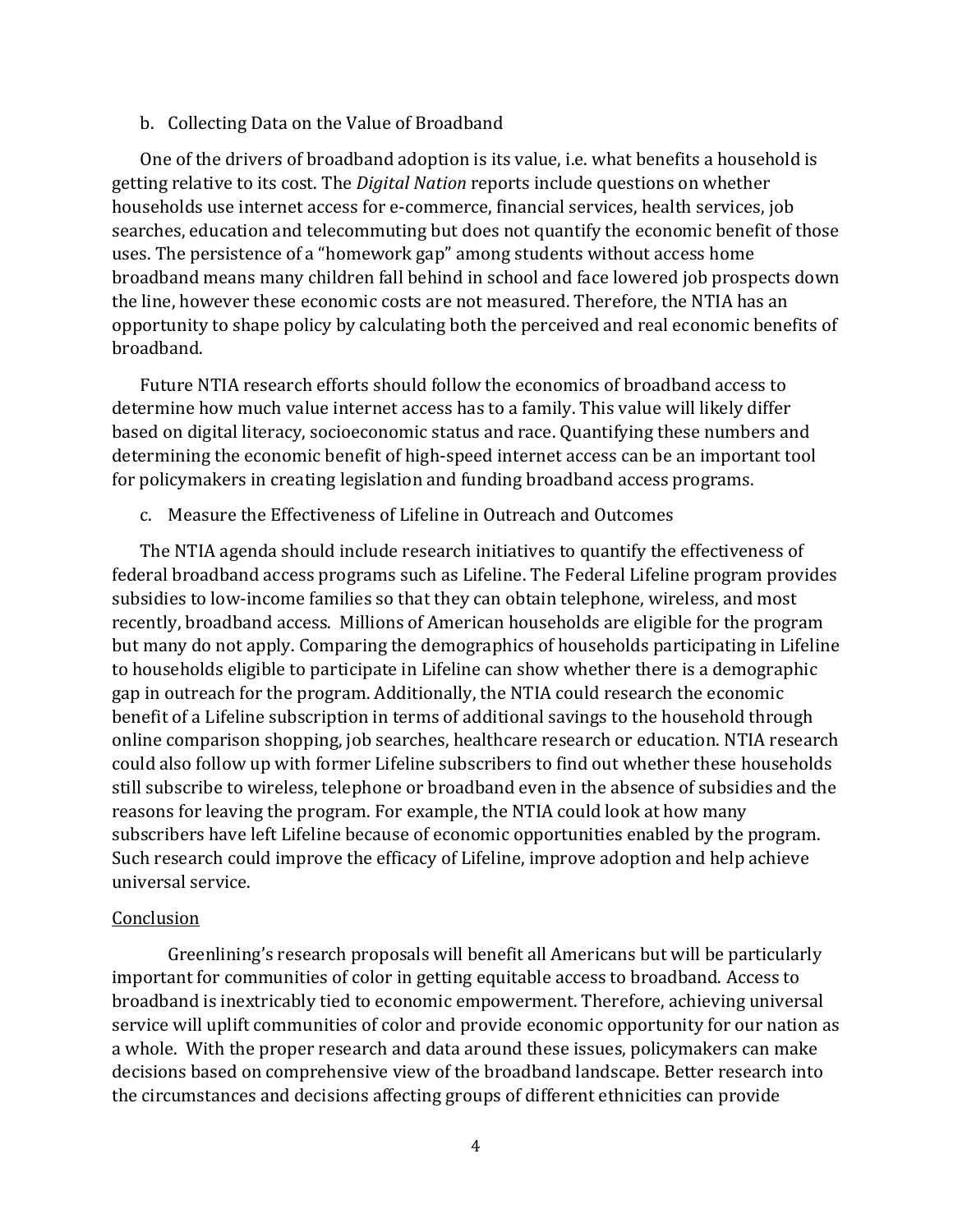b. Collecting Data on the Value of Broadband

One of the drivers of broadband adoption is its value, i.e. what benefits a household is getting relative to its cost. The *Digital Nation* reports include questions on whether households use internet access for e-commerce, financial services, health services, job searches, education and telecommuting but does not quantify the economic benefit of those uses. The persistence of a "homework gap" among students without access home broadband means many children fall behind in school and face lowered job prospects down the line, however these economic costs are not measured. Therefore, the NTIA has an opportunity to shape policy by calculating both the perceived and real economic benefits of broadband.

Future NTIA research efforts should follow the economics of broadband access to determine how much value internet access has to a family. This value will likely differ based on digital literacy, socioeconomic status and race. Quantifying these numbers and determining the economic benefit of high-speed internet access can be an important tool for policymakers in creating legislation and funding broadband access programs.

c. Measure the Effectiveness of Lifeline in Outreach and Outcomes

The NTIA agenda should include research initiatives to quantify the effectiveness of federal broadband access programs such as Lifeline. The Federal Lifeline program provides subsidies to low-income families so that they can obtain telephone, wireless, and most recently, broadband access. Millions of American households are eligible for the program but many do not apply. Comparing the demographics of households participating in Lifeline to households eligible to participate in Lifeline can show whether there is a demographic gap in outreach for the program. Additionally, the NTIA could research the economic benefit of a Lifeline subscription in terms of additional savings to the household through online comparison shopping, job searches, healthcare research or education. NTIA research could also follow up with former Lifeline subscribers to find out whether these households still subscribe to wireless, telephone or broadband even in the absence of subsidies and the reasons for leaving the program. For example, the NTIA could look at how many subscribers have left Lifeline because of economic opportunities enabled by the program. Such research could improve the efficacy of Lifeline, improve adoption and help achieve universal service.

## Conclusion

Greenlining's research proposals will benefit all Americans but will be particularly important for communities of color in getting equitable access to broadband. Access to broadband is inextricably tied to economic empowerment. Therefore, achieving universal service will uplift communities of color and provide economic opportunity for our nation as a whole. With the proper research and data around these issues, policymakers can make decisions based on comprehensive view of the broadband landscape. Better research into the circumstances and decisions affecting groups of different ethnicities can provide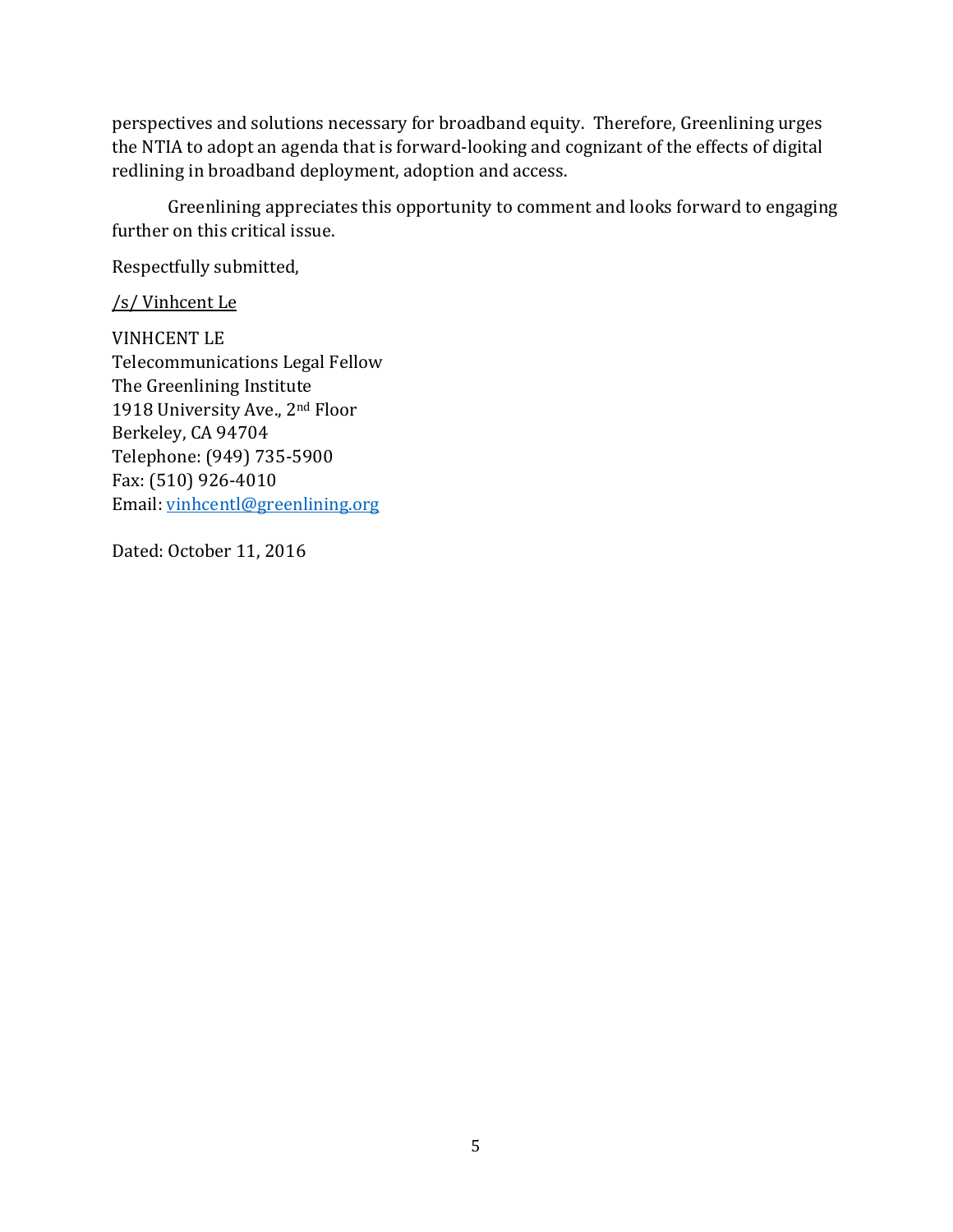perspectives and solutions necessary for broadband equity. Therefore, Greenlining urges the NTIA to adopt an agenda that is forward-looking and cognizant of the effects of digital redlining in broadband deployment, adoption and access.

Greenlining appreciates this opportunity to comment and looks forward to engaging further on this critical issue.

Respectfully submitted,

/s/ Vinhcent Le

VINHCENT LE
Telecommunications Legal Fellow
The Greenlining Institute
1918 University Ave., 2nd Floor
Berkeley, CA 94704
Telephone: (949) 735-5900
Fax: (510) 926-4010
Email: vinhcentl@greenlining.org

Dated: October 11, 2016